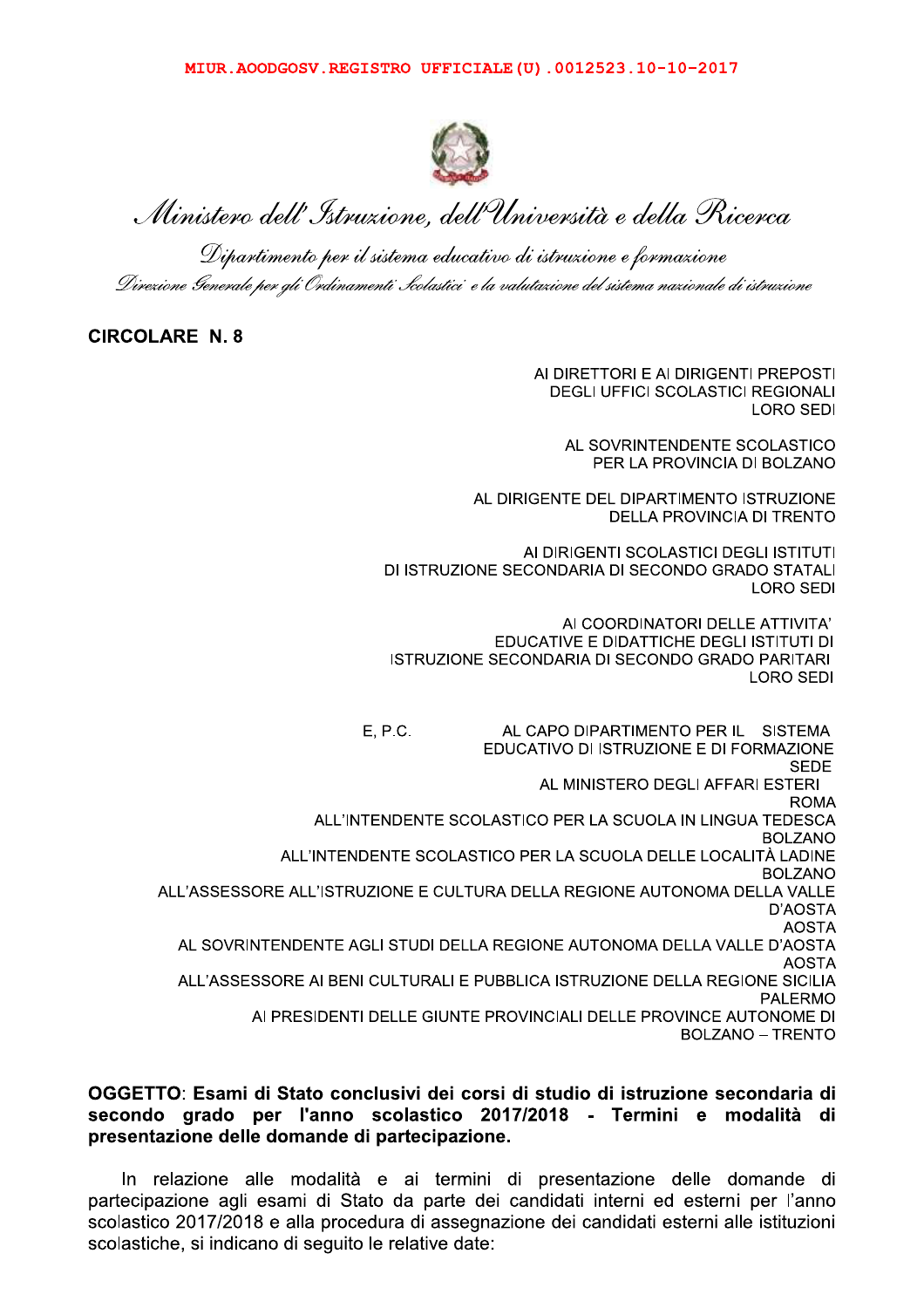MIUR.AOODGOSV.REGISTRO UFFICIALE(U).0012523.10-10-2017

*Ministero dell'Istruzione, dell'Università e della Ricerca*

*Dipartimento per il sistema educativo di istruzione e formazione*

*Direzione Generale per gli Ordinamenti Scolastici e la valutazione del sistema nazionale di istruzione*

**CIRCOLARE N. 8**

AI DIRETTORI E AI DIRIGENTI PREPOSTI
DEGLI UFFICI SCOLASTICI REGIONALI
LORO SEDI

AL SOVRINTENDENTE SCOLASTICO
PER LA PROVINCIA DI BOLZANO

AL DIRIGENTE DEL DIPARTIMENTO ISTRUZIONE
DELLA PROVINCIA DI TRENTO

AI DIRIGENTI SCOLASTICI DEGLI ISTITUTI
DI ISTRUZIONE SECONDARIA DI SECONDO GRADO STATALI
LORO SEDI

AI COORDINATORI DELLE ATTIVITA'
EDUCATIVE E DIDATTICHE DEGLI ISTITUTI DI
ISTRUZIONE SECONDARIA DI SECONDO GRADO PARITARI
LORO SEDI

E, P.C.

AL CAPO DIPARTIMENTO PER IL SISTEMA
EDUCATIVO DI ISTRUZIONE E DI FORMAZIONE
SEDE

AL MINISTERO DEGLI AFFARI ESTERI
ROMA

ALL'INTENDENTE SCOLASTICO PER LA SCUOLA IN LINGUA TEDESCA
BOLZANO

ALL'INTENDENTE SCOLASTICO PER LA SCUOLA DELLE LOCALITÀ LADINE
BOLZANO

ALL'ASSESSORE ALL'ISTRUZIONE E CULTURA DELLA REGIONE AUTONOMA DELLA VALLE D'AOSTA
AOSTA

AL SOVRINTENDENTE AGLI STUDI DELLA REGIONE AUTONOMA DELLA VALLE D'AOSTA
AOSTA

ALL'ASSESSORE AI BENI CULTURALI E PUBBLICA ISTRUZIONE DELLA REGIONE SICILIA
PALERMO

AI PRESIDENTI DELLE GIUNTE PROVINCIALI DELLE PROVINCE AUTONOME DI
BOLZANO – TRENTO

**OGGETTO**: **Esami di Stato conclusivi dei corsi di studio di istruzione secondaria di secondo grado per l'anno scolastico 2017/2018 - Termini e modalità di presentazione delle domande di partecipazione.**

In relazione alle modalità e ai termini di presentazione delle domande di partecipazione agli esami di Stato da parte dei candidati interni ed esterni per l'anno scolastico 2017/2018 e alla procedura di assegnazione dei candidati esterni alle istituzioni scolastiche, si indicano di seguito le relative date: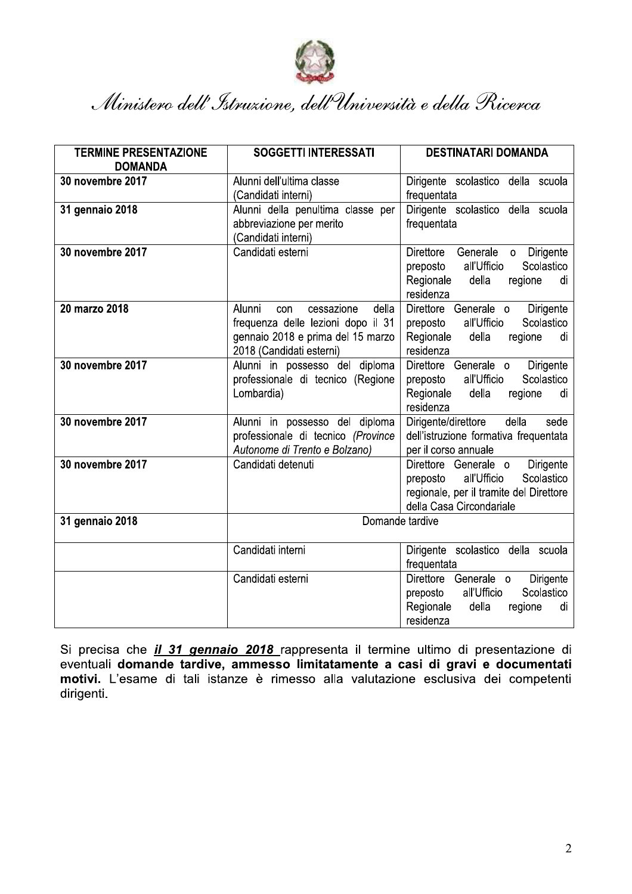*Ministero dell'Istruzione, dell'Università e della Ricerca*

| TERMINE PRESENTAZIONE DOMANDA | SOGGETTI INTERESSATI | DESTINATARI DOMANDA |
|---|---|---|
| **30 novembre 2017** | Alunni dell'ultima classe (Candidati interni) | Dirigente scolastico della scuola frequentata |
| **31 gennaio 2018** | Alunni della penultima classe per abbreviazione per merito (Candidati interni) | Dirigente scolastico della scuola frequentata |
| **30 novembre 2017** | Candidati esterni | Direttore Generale o Dirigente preposto all'Ufficio Scolastico Regionale della regione di residenza |
| **20 marzo 2018** | Alunni con cessazione della frequenza delle lezioni dopo il 31 gennaio 2018 e prima del 15 marzo 2018 (Candidati esterni) | Direttore Generale o Dirigente preposto all'Ufficio Scolastico Regionale della regione di residenza |
| **30 novembre 2017** | Alunni in possesso del diploma professionale di tecnico (Regione Lombardia) | Direttore Generale o Dirigente preposto all'Ufficio Scolastico Regionale della regione di residenza |
| **30 novembre 2017** | Alunni in possesso del diploma professionale di tecnico *(Province Autonome di Trento e Bolzano)* | Dirigente/direttore della sede dell'istruzione formativa frequentata per il corso annuale |
| **30 novembre 2017** | Candidati detenuti | Direttore Generale o Dirigente preposto all'Ufficio Scolastico regionale, per il tramite del Direttore della Casa Circondariale |
| **31 gennaio 2018** | Domande tardive | |
| | Candidati interni | Dirigente scolastico della scuola frequentata |
| | Candidati esterni | Direttore Generale o Dirigente preposto all'Ufficio Scolastico Regionale della regione di residenza |

Si precisa che ***il 31 gennaio 2018*** rappresenta il termine ultimo di presentazione di eventuali **domande tardive, ammesso limitatamente a casi di gravi e documentati motivi.** L'esame di tali istanze è rimesso alla valutazione esclusiva dei competenti dirigenti.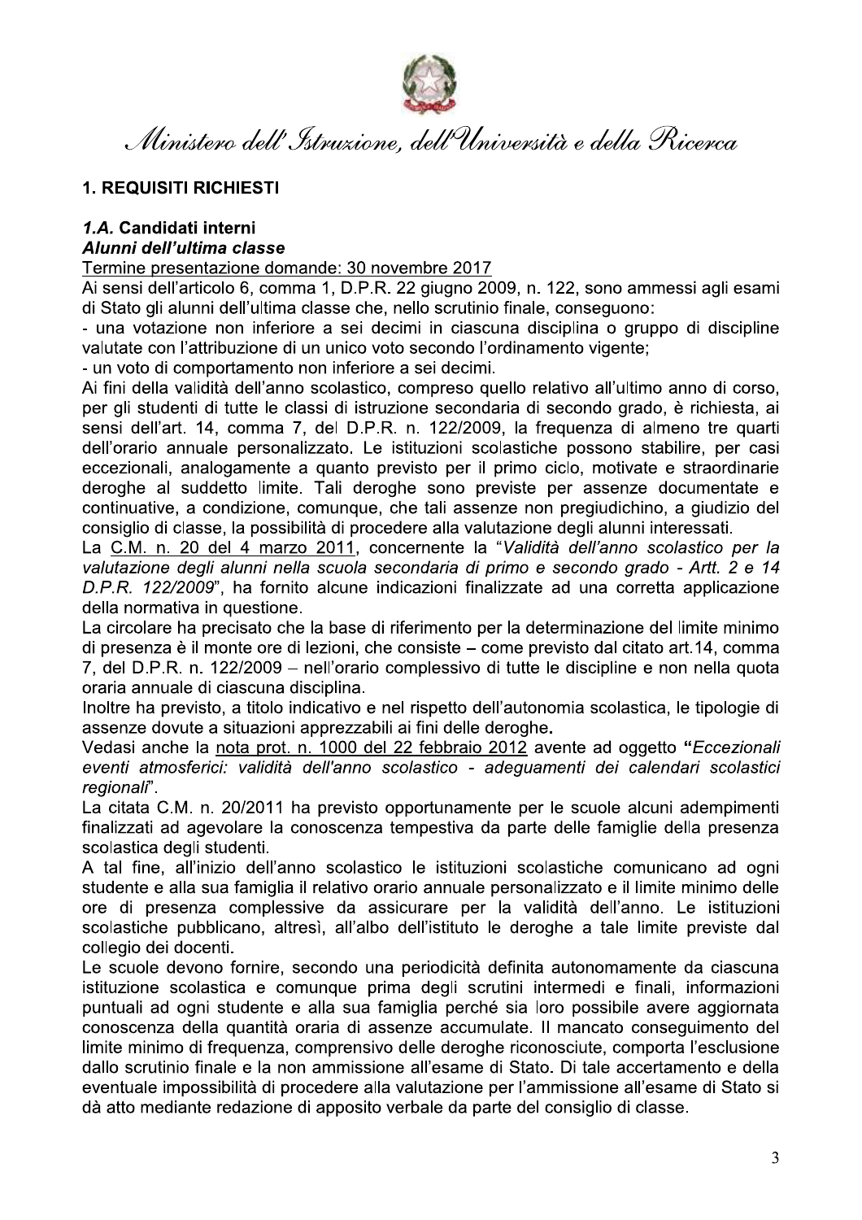## 1. REQUISITI RICHIESTI

### *1.A.* Candidati interni

***Alunni dell'ultima classe***

Termine presentazione domande: 30 novembre 2017

Ai sensi dell'articolo 6, comma 1, D.P.R. 22 giugno 2009, n. 122, sono ammessi agli esami di Stato gli alunni dell'ultima classe che, nello scrutinio finale, conseguono:

- una votazione non inferiore a sei decimi in ciascuna disciplina o gruppo di discipline valutate con l'attribuzione di un unico voto secondo l'ordinamento vigente;
- un voto di comportamento non inferiore a sei decimi.

Ai fini della validità dell'anno scolastico, compreso quello relativo all'ultimo anno di corso, per gli studenti di tutte le classi di istruzione secondaria di secondo grado, è richiesta, ai sensi dell'art. 14, comma 7, del D.P.R. n. 122/2009, la frequenza di almeno tre quarti dell'orario annuale personalizzato. Le istituzioni scolastiche possono stabilire, per casi eccezionali, analogamente a quanto previsto per il primo ciclo, motivate e straordinarie deroghe al suddetto limite. Tali deroghe sono previste per assenze documentate e continuative, a condizione, comunque, che tali assenze non pregiudichino, a giudizio del consiglio di classe, la possibilità di procedere alla valutazione degli alunni interessati.

La C.M. n. 20 del 4 marzo 2011, concernente la "*Validità dell'anno scolastico per la valutazione degli alunni nella scuola secondaria di primo e secondo grado - Artt. 2 e 14 D.P.R. 122/2009*", ha fornito alcune indicazioni finalizzate ad una corretta applicazione della normativa in questione.

La circolare ha precisato che la base di riferimento per la determinazione del limite minimo di presenza è il monte ore di lezioni, che consiste – come previsto dal citato art.14, comma 7, del D.P.R. n. 122/2009 – nell'orario complessivo di tutte le discipline e non nella quota oraria annuale di ciascuna disciplina.

Inoltre ha previsto, a titolo indicativo e nel rispetto dell'autonomia scolastica, le tipologie di assenze dovute a situazioni apprezzabili ai fini delle deroghe.

Vedasi anche la nota prot. n. 1000 del 22 febbraio 2012 avente ad oggetto "***Eccezionali eventi atmosferici: validità dell'anno scolastico - adeguamenti dei calendari scolastici regionali***".

La citata C.M. n. 20/2011 ha previsto opportunamente per le scuole alcuni adempimenti finalizzati ad agevolare la conoscenza tempestiva da parte delle famiglie della presenza scolastica degli studenti.

A tal fine, all'inizio dell'anno scolastico le istituzioni scolastiche comunicano ad ogni studente e alla sua famiglia il relativo orario annuale personalizzato e il limite minimo delle ore di presenza complessive da assicurare per la validità dell'anno. Le istituzioni scolastiche pubblicano, altresì, all'albo dell'istituto le deroghe a tale limite previste dal collegio dei docenti.

Le scuole devono fornire, secondo una periodicità definita autonomamente da ciascuna istituzione scolastica e comunque prima degli scrutini intermedi e finali, informazioni puntuali ad ogni studente e alla sua famiglia perché sia loro possibile avere aggiornata conoscenza della quantità oraria di assenze accumulate. Il mancato conseguimento del limite minimo di frequenza, comprensivo delle deroghe riconosciute, comporta l'esclusione dallo scrutinio finale e la non ammissione all'esame di Stato. Di tale accertamento e della eventuale impossibilità di procedere alla valutazione per l'ammissione all'esame di Stato si dà atto mediante redazione di apposito verbale da parte del consiglio di classe.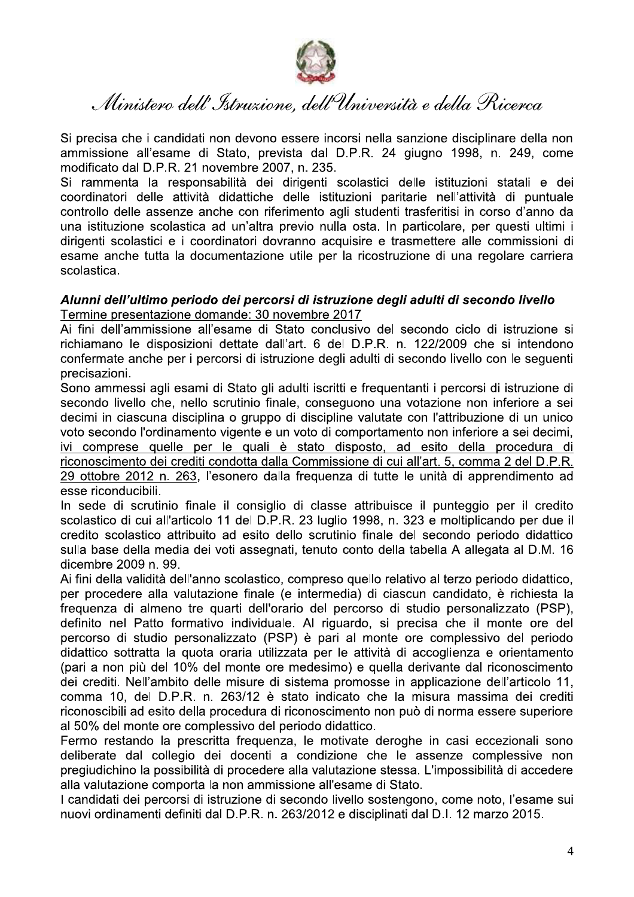Si precisa che i candidati non devono essere incorsi nella sanzione disciplinare della non ammissione all'esame di Stato, prevista dal D.P.R. 24 giugno 1998, n. 249, come modificato dal D.P.R. 21 novembre 2007, n. 235.

Si rammenta la responsabilità dei dirigenti scolastici delle istituzioni statali e dei coordinatori delle attività didattiche delle istituzioni paritarie nell'attività di puntuale controllo delle assenze anche con riferimento agli studenti trasferitisi in corso d'anno da una istituzione scolastica ad un'altra previo nulla osta. In particolare, per questi ultimi i dirigenti scolastici e i coordinatori dovranno acquisire e trasmettere alle commissioni di esame anche tutta la documentazione utile per la ricostruzione di una regolare carriera scolastica.

### *Alunni dell'ultimo periodo dei percorsi di istruzione degli adulti di secondo livello*

<u>Termine presentazione domande: 30 novembre 2017</u>

Ai fini dell'ammissione all'esame di Stato conclusivo del secondo ciclo di istruzione si richiamano le disposizioni dettate dall'art. 6 del D.P.R. n. 122/2009 che si intendono confermate anche per i percorsi di istruzione degli adulti di secondo livello con le seguenti precisazioni.

Sono ammessi agli esami di Stato gli adulti iscritti e frequentanti i percorsi di istruzione di secondo livello che, nello scrutinio finale, conseguono una votazione non inferiore a sei decimi in ciascuna disciplina o gruppo di discipline valutate con l'attribuzione di un unico voto secondo l'ordinamento vigente e un voto di comportamento non inferiore a sei decimi, <u>ivi comprese quelle per le quali è stato disposto, ad esito della procedura di riconoscimento dei crediti condotta dalla Commissione di cui all'art. 5, comma 2 del D.P.R. 29 ottobre 2012 n. 263</u>, l'esonero dalla frequenza di tutte le unità di apprendimento ad esse riconducibili.

In sede di scrutinio finale il consiglio di classe attribuisce il punteggio per il credito scolastico di cui all'articolo 11 del D.P.R. 23 luglio 1998, n. 323 e moltiplicando per due il credito scolastico attribuito ad esito dello scrutinio finale del secondo periodo didattico sulla base della media dei voti assegnati, tenuto conto della tabella A allegata al D.M. 16 dicembre 2009 n. 99.

Ai fini della validità dell'anno scolastico, compreso quello relativo al terzo periodo didattico, per procedere alla valutazione finale (e intermedia) di ciascun candidato, è richiesta la frequenza di almeno tre quarti dell'orario del percorso di studio personalizzato (PSP), definito nel Patto formativo individuale. Al riguardo, si precisa che il monte ore del percorso di studio personalizzato (PSP) è pari al monte ore complessivo del periodo didattico sottratta la quota oraria utilizzata per le attività di accoglienza e orientamento (pari a non più del 10% del monte ore medesimo) e quella derivante dal riconoscimento dei crediti. Nell'ambito delle misure di sistema promosse in applicazione dell'articolo 11, comma 10, del D.P.R. n. 263/12 è stato indicato che la misura massima dei crediti riconoscibili ad esito della procedura di riconoscimento non può di norma essere superiore al 50% del monte ore complessivo del periodo didattico.

Fermo restando la prescritta frequenza, le motivate deroghe in casi eccezionali sono deliberate dal collegio dei docenti a condizione che le assenze complessive non pregiudichino la possibilità di procedere alla valutazione stessa. L'impossibilità di accedere alla valutazione comporta la non ammissione all'esame di Stato.

I candidati dei percorsi di istruzione di secondo livello sostengono, come noto, l'esame sui nuovi ordinamenti definiti dal D.P.R. n. 263/2012 e disciplinati dal D.I. 12 marzo 2015.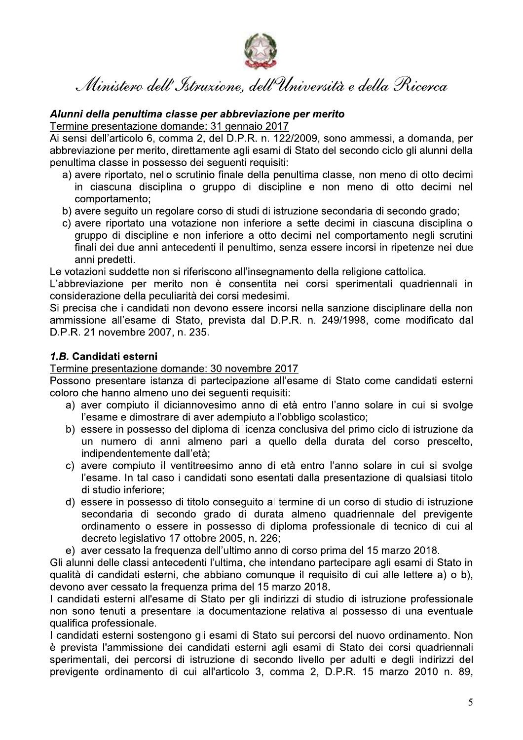***Alunni della penultima classe per abbreviazione per merito***

Termine presentazione domande: 31 gennaio 2017

Ai sensi dell'articolo 6, comma 2, del D.P.R. n. 122/2009, sono ammessi, a domanda, per abbreviazione per merito, direttamente agli esami di Stato del secondo ciclo gli alunni della penultima classe in possesso dei seguenti requisiti:

a) avere riportato, nello scrutinio finale della penultima classe, non meno di otto decimi in ciascuna disciplina o gruppo di discipline e non meno di otto decimi nel comportamento;
b) avere seguito un regolare corso di studi di istruzione secondaria di secondo grado;
c) avere riportato una votazione non inferiore a sette decimi in ciascuna disciplina o gruppo di discipline e non inferiore a otto decimi nel comportamento negli scrutini finali dei due anni antecedenti il penultimo, senza essere incorsi in ripetenze nei due anni predetti.

Le votazioni suddette non si riferiscono all'insegnamento della religione cattolica.

L'abbreviazione per merito non è consentita nei corsi sperimentali quadriennali in considerazione della peculiarità dei corsi medesimi.

Si precisa che i candidati non devono essere incorsi nella sanzione disciplinare della non ammissione all'esame di Stato, prevista dal D.P.R. n. 249/1998, come modificato dal D.P.R. 21 novembre 2007, n. 235.

### *1.B.* Candidati esterni

Termine presentazione domande: 30 novembre 2017

Possono presentare istanza di partecipazione all'esame di Stato come candidati esterni coloro che hanno almeno uno dei seguenti requisiti:

a) aver compiuto il diciannovesimo anno di età entro l'anno solare in cui si svolge l'esame e dimostrare di aver adempiuto all'obbligo scolastico;
b) essere in possesso del diploma di licenza conclusiva del primo ciclo di istruzione da un numero di anni almeno pari a quello della durata del corso prescelto, indipendentemente dall'età;
c) avere compiuto il ventitreesimo anno di età entro l'anno solare in cui si svolge l'esame. In tal caso i candidati sono esentati dalla presentazione di qualsiasi titolo di studio inferiore;
d) essere in possesso di titolo conseguito al termine di un corso di studio di istruzione secondaria di secondo grado di durata almeno quadriennale del previgente ordinamento o essere in possesso di diploma professionale di tecnico di cui al decreto legislativo 17 ottobre 2005, n. 226;
e) aver cessato la frequenza dell'ultimo anno di corso prima del 15 marzo 2018.

Gli alunni delle classi antecedenti l'ultima, che intendano partecipare agli esami di Stato in qualità di candidati esterni, che abbiano comunque il requisito di cui alle lettere a) o b), devono aver cessato la frequenza prima del 15 marzo 2018.

I candidati esterni all'esame di Stato per gli indirizzi di studio di istruzione professionale non sono tenuti a presentare la documentazione relativa al possesso di una eventuale qualifica professionale.

I candidati esterni sostengono gli esami di Stato sui percorsi del nuovo ordinamento. Non è prevista l'ammissione dei candidati esterni agli esami di Stato dei corsi quadriennali sperimentali, dei percorsi di istruzione di secondo livello per adulti e degli indirizzi del previgente ordinamento di cui all'articolo 3, comma 2, D.P.R. 15 marzo 2010 n. 89,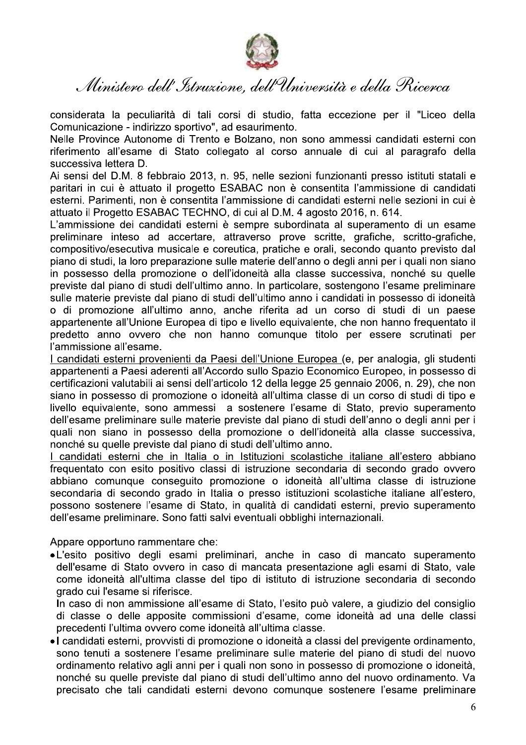considerata la peculiarità di tali corsi di studio, fatta eccezione per il "Liceo della Comunicazione - indirizzo sportivo", ad esaurimento.

Nelle Province Autonome di Trento e Bolzano, non sono ammessi candidati esterni con riferimento all'esame di Stato collegato al corso annuale di cui al paragrafo della successiva lettera D.

Ai sensi del D.M. 8 febbraio 2013, n. 95, nelle sezioni funzionanti presso istituti statali e paritari in cui è attuato il progetto ESABAC non è consentita l'ammissione di candidati esterni. Parimenti, non è consentita l'ammissione di candidati esterni nelle sezioni in cui è attuato il Progetto ESABAC TECHNO, di cui al D.M. 4 agosto 2016, n. 614.

L'ammissione dei candidati esterni è sempre subordinata al superamento di un esame preliminare inteso ad accertare, attraverso prove scritte, grafiche, scritto-grafiche, compositivo/esecutiva musicale e coreutica, pratiche e orali, secondo quanto previsto dal piano di studi, la loro preparazione sulle materie dell'anno o degli anni per i quali non siano in possesso della promozione o dell'idoneità alla classe successiva, nonché su quelle previste dal piano di studi dell'ultimo anno. In particolare, sostengono l'esame preliminare sulle materie previste dal piano di studi dell'ultimo anno i candidati in possesso di idoneità o di promozione all'ultimo anno, anche riferita ad un corso di studi di un paese appartenente all'Unione Europea di tipo e livello equivalente, che non hanno frequentato il predetto anno ovvero che non hanno comunque titolo per essere scrutinati per l'ammissione all'esame.

<u>I candidati esterni provenienti da Paesi dell'Unione Europea</u> (e, per analogia, gli studenti appartenenti a Paesi aderenti all'Accordo sullo Spazio Economico Europeo, in possesso di certificazioni valutabili ai sensi dell'articolo 12 della legge 25 gennaio 2006, n. 29), che non siano in possesso di promozione o idoneità all'ultima classe di un corso di studi di tipo e livello equivalente, sono ammessi a sostenere l'esame di Stato, previo superamento dell'esame preliminare sulle materie previste dal piano di studi dell'anno o degli anni per i quali non siano in possesso della promozione o dell'idoneità alla classe successiva, nonché su quelle previste dal piano di studi dell'ultimo anno.

<u>I candidati esterni che in Italia o in Istituzioni scolastiche italiane all'estero</u> abbiano frequentato con esito positivo classi di istruzione secondaria di secondo grado ovvero abbiano comunque conseguito promozione o idoneità all'ultima classe di istruzione secondaria di secondo grado in Italia o presso istituzioni scolastiche italiane all'estero, possono sostenere l'esame di Stato, in qualità di candidati esterni, previo superamento dell'esame preliminare. Sono fatti salvi eventuali obblighi internazionali.

Appare opportuno rammentare che:

- L'esito positivo degli esami preliminari, anche in caso di mancato superamento dell'esame di Stato ovvero in caso di mancata presentazione agli esami di Stato, vale come idoneità all'ultima classe del tipo di istituto di istruzione secondaria di secondo grado cui l'esame si riferisce.

  In caso di non ammissione all'esame di Stato, l'esito può valere, a giudizio del consiglio di classe o delle apposite commissioni d'esame, come idoneità ad una delle classi precedenti l'ultima ovvero come idoneità all'ultima classe.
- I candidati esterni, provvisti di promozione o idoneità a classi del previgente ordinamento, sono tenuti a sostenere l'esame preliminare sulle materie del piano di studi del nuovo ordinamento relativo agli anni per i quali non sono in possesso di promozione o idoneità, nonché su quelle previste dal piano di studi dell'ultimo anno del nuovo ordinamento. Va precisato che tali candidati esterni devono comunque sostenere l'esame preliminare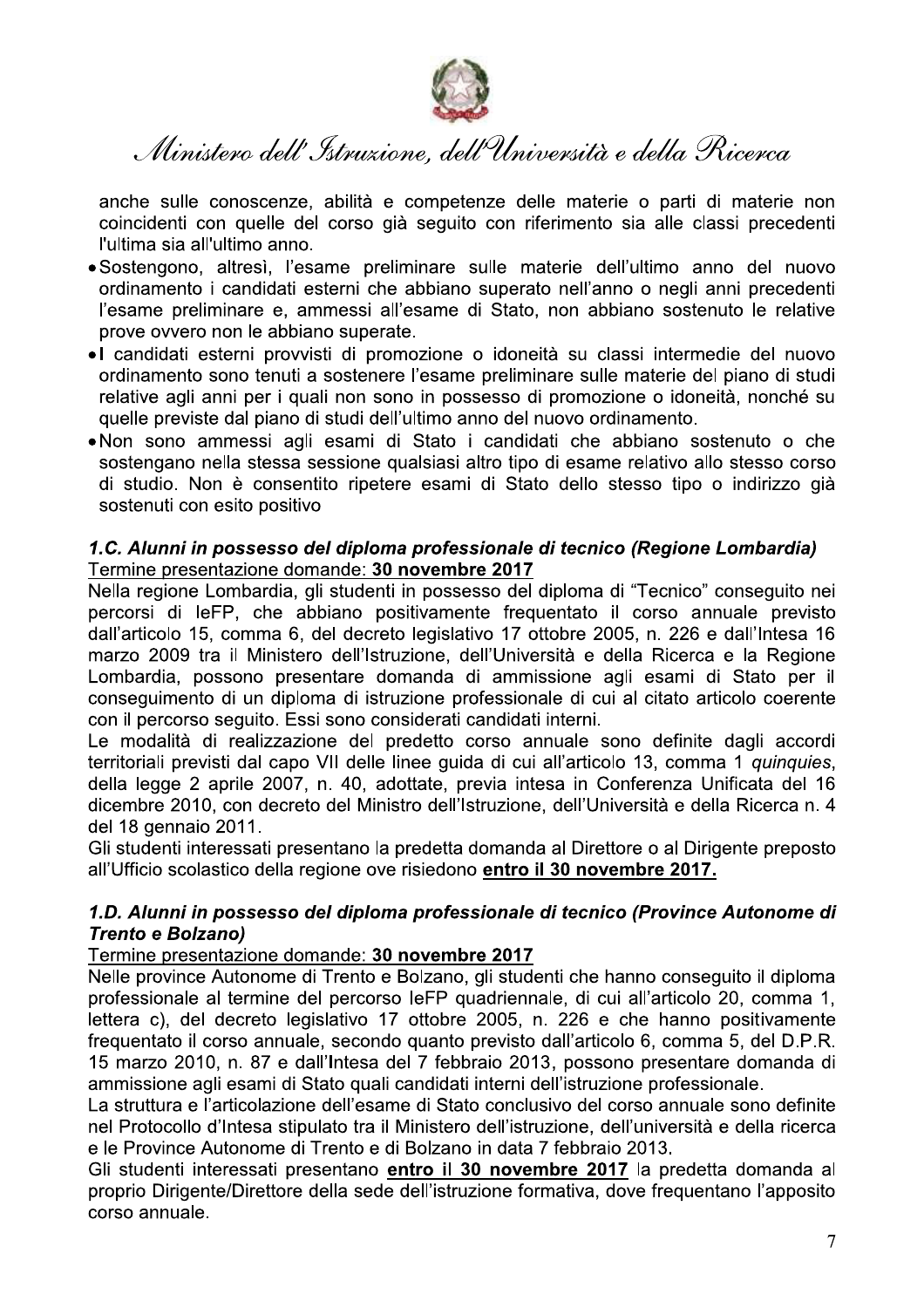anche sulle conoscenze, abilità e competenze delle materie o parti di materie non coincidenti con quelle del corso già seguito con riferimento sia alle classi precedenti l'ultima sia all'ultimo anno.

- Sostengono, altresì, l'esame preliminare sulle materie dell'ultimo anno del nuovo ordinamento i candidati esterni che abbiano superato nell'anno o negli anni precedenti l'esame preliminare e, ammessi all'esame di Stato, non abbiano sostenuto le relative prove ovvero non le abbiano superate.
- I candidati esterni provvisti di promozione o idoneità su classi intermedie del nuovo ordinamento sono tenuti a sostenere l'esame preliminare sulle materie del piano di studi relative agli anni per i quali non sono in possesso di promozione o idoneità, nonché su quelle previste dal piano di studi dell'ultimo anno del nuovo ordinamento.
- Non sono ammessi agli esami di Stato i candidati che abbiano sostenuto o che sostengano nella stessa sessione qualsiasi altro tipo di esame relativo allo stesso corso di studio. Non è consentito ripetere esami di Stato dello stesso tipo o indirizzo già sostenuti con esito positivo

### *1.C. Alunni in possesso del diploma professionale di tecnico (Regione Lombardia)*

Termine presentazione domande: **30 novembre 2017**

Nella regione Lombardia, gli studenti in possesso del diploma di "Tecnico" conseguito nei percorsi di IeFP, che abbiano positivamente frequentato il corso annuale previsto dall'articolo 15, comma 6, del decreto legislativo 17 ottobre 2005, n. 226 e dall'Intesa 16 marzo 2009 tra il Ministero dell'Istruzione, dell'Università e della Ricerca e la Regione Lombardia, possono presentare domanda di ammissione agli esami di Stato per il conseguimento di un diploma di istruzione professionale di cui al citato articolo coerente con il percorso seguito. Essi sono considerati candidati interni.

Le modalità di realizzazione del predetto corso annuale sono definite dagli accordi territoriali previsti dal capo VII delle linee guida di cui all'articolo 13, comma 1 *quinquies*, della legge 2 aprile 2007, n. 40, adottate, previa intesa in Conferenza Unificata del 16 dicembre 2010, con decreto del Ministro dell'Istruzione, dell'Università e della Ricerca n. 4 del 18 gennaio 2011.

Gli studenti interessati presentano la predetta domanda al Direttore o al Dirigente preposto all'Ufficio scolastico della regione ove risiedono **entro il 30 novembre 2017.**

### *1.D. Alunni in possesso del diploma professionale di tecnico (Province Autonome di Trento e Bolzano)*

Termine presentazione domande: **30 novembre 2017**

Nelle province Autonome di Trento e Bolzano, gli studenti che hanno conseguito il diploma professionale al termine del percorso IeFP quadriennale, di cui all'articolo 20, comma 1, lettera c), del decreto legislativo 17 ottobre 2005, n. 226 e che hanno positivamente frequentato il corso annuale, secondo quanto previsto dall'articolo 6, comma 5, del D.P.R. 15 marzo 2010, n. 87 e dall'Intesa del 7 febbraio 2013, possono presentare domanda di ammissione agli esami di Stato quali candidati interni dell'istruzione professionale.

La struttura e l'articolazione dell'esame di Stato conclusivo del corso annuale sono definite nel Protocollo d'Intesa stipulato tra il Ministero dell'istruzione, dell'università e della ricerca e le Province Autonome di Trento e di Bolzano in data 7 febbraio 2013.

Gli studenti interessati presentano **entro il 30 novembre 2017** la predetta domanda al proprio Dirigente/Direttore della sede dell'istruzione formativa, dove frequentano l'apposito corso annuale.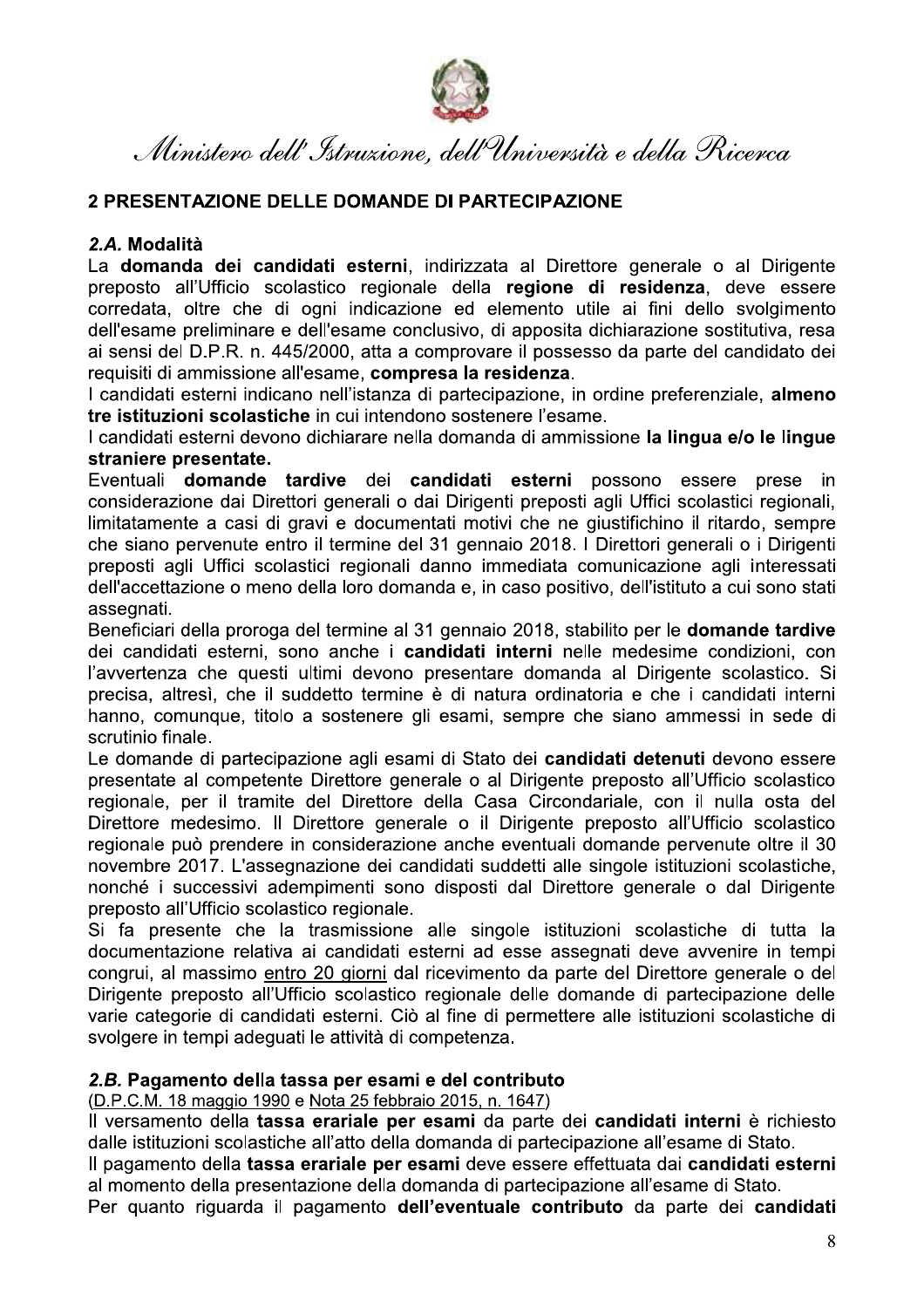## 2 PRESENTAZIONE DELLE DOMANDE DI PARTECIPAZIONE

### *2.A.* Modalità

La **domanda dei candidati esterni**, indirizzata al Direttore generale o al Dirigente preposto all'Ufficio scolastico regionale della **regione di residenza**, deve essere corredata, oltre che di ogni indicazione ed elemento utile ai fini dello svolgimento dell'esame preliminare e dell'esame conclusivo, di apposita dichiarazione sostitutiva, resa ai sensi del D.P.R. n. 445/2000, atta a comprovare il possesso da parte del candidato dei requisiti di ammissione all'esame, **compresa la residenza**.

I candidati esterni indicano nell'istanza di partecipazione, in ordine preferenziale, **almeno tre istituzioni scolastiche** in cui intendono sostenere l'esame.

I candidati esterni devono dichiarare nella domanda di ammissione **la lingua e/o le lingue straniere presentate.**

Eventuali **domande tardive** dei **candidati esterni** possono essere prese in considerazione dai Direttori generali o dai Dirigenti preposti agli Uffici scolastici regionali, limitatamente a casi di gravi e documentati motivi che ne giustifichino il ritardo, sempre che siano pervenute entro il termine del 31 gennaio 2018. I Direttori generali o i Dirigenti preposti agli Uffici scolastici regionali danno immediata comunicazione agli interessati dell'accettazione o meno della loro domanda e, in caso positivo, dell'istituto a cui sono stati assegnati.

Beneficiari della proroga del termine al 31 gennaio 2018, stabilito per le **domande tardive** dei candidati esterni, sono anche i **candidati interni** nelle medesime condizioni, con l'avvertenza che questi ultimi devono presentare domanda al Dirigente scolastico. Si precisa, altresì, che il suddetto termine è di natura ordinatoria e che i candidati interni hanno, comunque, titolo a sostenere gli esami, sempre che siano ammessi in sede di scrutinio finale.

Le domande di partecipazione agli esami di Stato dei **candidati detenuti** devono essere presentate al competente Direttore generale o al Dirigente preposto all'Ufficio scolastico regionale, per il tramite del Direttore della Casa Circondariale, con il nulla osta del Direttore medesimo. Il Direttore generale o il Dirigente preposto all'Ufficio scolastico regionale può prendere in considerazione anche eventuali domande pervenute oltre il 30 novembre 2017. L'assegnazione dei candidati suddetti alle singole istituzioni scolastiche, nonché i successivi adempimenti sono disposti dal Direttore generale o dal Dirigente preposto all'Ufficio scolastico regionale.

Si fa presente che la trasmissione alle singole istituzioni scolastiche di tutta la documentazione relativa ai candidati esterni ad esse assegnati deve avvenire in tempi congrui, al massimo entro 20 giorni dal ricevimento da parte del Direttore generale o del Dirigente preposto all'Ufficio scolastico regionale delle domande di partecipazione delle varie categorie di candidati esterni. Ciò al fine di permettere alle istituzioni scolastiche di svolgere in tempi adeguati le attività di competenza.

### *2.B.* Pagamento della tassa per esami e del contributo

(D.P.C.M. 18 maggio 1990 e Nota 25 febbraio 2015, n. 1647)

Il versamento della **tassa erariale per esami** da parte dei **candidati interni** è richiesto dalle istituzioni scolastiche all'atto della domanda di partecipazione all'esame di Stato.

Il pagamento della **tassa erariale per esami** deve essere effettuata dai **candidati esterni** al momento della presentazione della domanda di partecipazione all'esame di Stato.

Per quanto riguarda il pagamento **dell'eventuale contributo** da parte dei **candidati**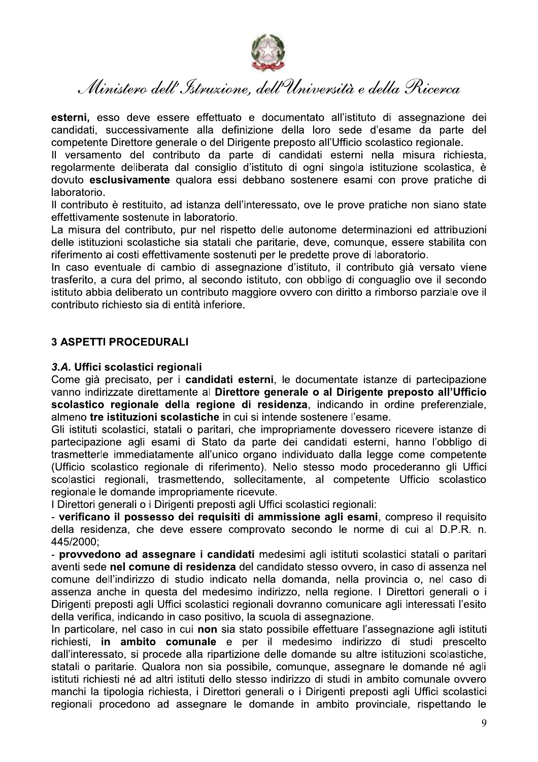**esterni**, esso deve essere effettuato e documentato all'istituto di assegnazione dei candidati, successivamente alla definizione della loro sede d'esame da parte del competente Direttore generale o del Dirigente preposto all'Ufficio scolastico regionale.

Il versamento del contributo da parte di candidati esterni nella misura richiesta, regolarmente deliberata dal consiglio d'istituto di ogni singola istituzione scolastica, è dovuto **esclusivamente** qualora essi debbano sostenere esami con prove pratiche di laboratorio.

Il contributo è restituito, ad istanza dell'interessato, ove le prove pratiche non siano state effettivamente sostenute in laboratorio.

La misura del contributo, pur nel rispetto delle autonome determinazioni ed attribuzioni delle istituzioni scolastiche sia statali che paritarie, deve, comunque, essere stabilita con riferimento ai costi effettivamente sostenuti per le predette prove di laboratorio.

In caso eventuale di cambio di assegnazione d'istituto, il contributo già versato viene trasferito, a cura del primo, al secondo istituto, con obbligo di conguaglio ove il secondo istituto abbia deliberato un contributo maggiore ovvero con diritto a rimborso parziale ove il contributo richiesto sia di entità inferiore.

## 3 ASPETTI PROCEDURALI

### *3.A.* Uffici scolastici regionali

Come già precisato, per i **candidati esterni**, le documentate istanze di partecipazione vanno indirizzate direttamente al **Direttore generale o al Dirigente preposto all'Ufficio scolastico regionale della regione di residenza**, indicando in ordine preferenziale, almeno **tre istituzioni scolastiche** in cui si intende sostenere l'esame.

Gli istituti scolastici, statali o paritari, che impropriamente dovessero ricevere istanze di partecipazione agli esami di Stato da parte dei candidati esterni, hanno l'obbligo di trasmetterle immediatamente all'unico organo individuato dalla legge come competente (Ufficio scolastico regionale di riferimento). Nello stesso modo procederanno gli Uffici scolastici regionali, trasmettendo, sollecitamente, al competente Ufficio scolastico regionale le domande impropriamente ricevute.

I Direttori generali o i Dirigenti preposti agli Uffici scolastici regionali:

- **verificano il possesso dei requisiti di ammissione agli esami**, compreso il requisito della residenza, che deve essere comprovato secondo le norme di cui al D.P.R. n. 445/2000;
- **provvedono ad assegnare i candidati** medesimi agli istituti scolastici statali o paritari aventi sede **nel comune di residenza** del candidato stesso ovvero, in caso di assenza nel comune dell'indirizzo di studio indicato nella domanda, nella provincia o, nel caso di assenza anche in questa del medesimo indirizzo, nella regione. I Direttori generali o i Dirigenti preposti agli Uffici scolastici regionali dovranno comunicare agli interessati l'esito della verifica, indicando in caso positivo, la scuola di assegnazione.

In particolare, nel caso in cui **non** sia stato possibile effettuare l'assegnazione agli istituti richiesti, **in ambito comunale** e per il medesimo indirizzo di studi prescelto dall'interessato, si procede alla ripartizione delle domande su altre istituzioni scolastiche, statali o paritarie. Qualora non sia possibile, comunque, assegnare le domande né agli istituti richiesti né ad altri istituti dello stesso indirizzo di studi in ambito comunale ovvero manchi la tipologia richiesta, i Direttori generali o i Dirigenti preposti agli Uffici scolastici regionali procedono ad assegnare le domande in ambito provinciale, rispettando le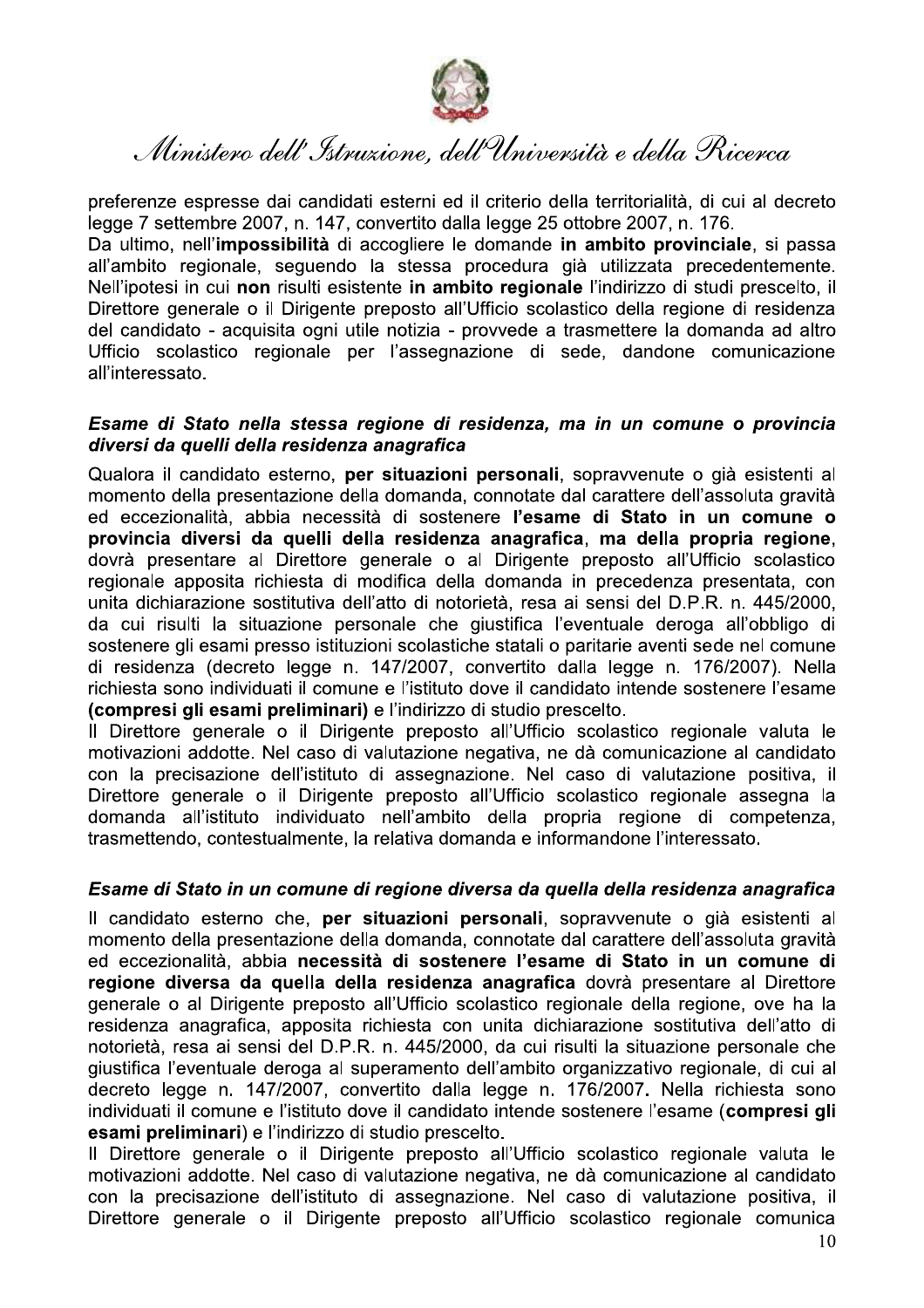preferenze espresse dai candidati esterni ed il criterio della territorialità, di cui al decreto legge 7 settembre 2007, n. 147, convertito dalla legge 25 ottobre 2007, n. 176.
Da ultimo, nell'**impossibilità** di accogliere le domande **in ambito provinciale**, si passa all'ambito regionale, seguendo la stessa procedura già utilizzata precedentemente. Nell'ipotesi in cui **non** risulti esistente **in ambito regionale** l'indirizzo di studi prescelto, il Direttore generale o il Dirigente preposto all'Ufficio scolastico della regione di residenza del candidato - acquisita ogni utile notizia - provvede a trasmettere la domanda ad altro Ufficio scolastico regionale per l'assegnazione di sede, dandone comunicazione all'interessato.

### *Esame di Stato nella stessa regione di residenza, ma in un comune o provincia diversi da quelli della residenza anagrafica*

Qualora il candidato esterno, **per situazioni personali**, sopravvenute o già esistenti al momento della presentazione della domanda, connotate dal carattere dell'assoluta gravità ed eccezionalità, abbia necessità di sostenere **l'esame di Stato in un comune o provincia diversi da quelli della residenza anagrafica**, **ma della propria regione**, dovrà presentare al Direttore generale o al Dirigente preposto all'Ufficio scolastico regionale apposita richiesta di modifica della domanda in precedenza presentata, con unita dichiarazione sostitutiva dell'atto di notorietà, resa ai sensi del D.P.R. n. 445/2000, da cui risulti la situazione personale che giustifica l'eventuale deroga all'obbligo di sostenere gli esami presso istituzioni scolastiche statali o paritarie aventi sede nel comune di residenza (decreto legge n. 147/2007, convertito dalla legge n. 176/2007). Nella richiesta sono individuati il comune e l'istituto dove il candidato intende sostenere l'esame **(compresi gli esami preliminari)** e l'indirizzo di studio prescelto.
Il Direttore generale o il Dirigente preposto all'Ufficio scolastico regionale valuta le motivazioni addotte. Nel caso di valutazione negativa, ne dà comunicazione al candidato con la precisazione dell'istituto di assegnazione. Nel caso di valutazione positiva, il Direttore generale o il Dirigente preposto all'Ufficio scolastico regionale assegna la domanda all'istituto individuato nell'ambito della propria regione di competenza, trasmettendo, contestualmente, la relativa domanda e informandone l'interessato.

### *Esame di Stato in un comune di regione diversa da quella della residenza anagrafica*

Il candidato esterno che, **per situazioni personali**, sopravvenute o già esistenti al momento della presentazione della domanda, connotate dal carattere dell'assoluta gravità ed eccezionalità, abbia **necessità di sostenere l'esame di Stato in un comune di regione diversa da quella della residenza anagrafica** dovrà presentare al Direttore generale o al Dirigente preposto all'Ufficio scolastico regionale della regione, ove ha la residenza anagrafica, apposita richiesta con unita dichiarazione sostitutiva dell'atto di notorietà, resa ai sensi del D.P.R. n. 445/2000, da cui risulti la situazione personale che giustifica l'eventuale deroga al superamento dell'ambito organizzativo regionale, di cui al decreto legge n. 147/2007, convertito dalla legge n. 176/2007**.** Nella richiesta sono individuati il comune e l'istituto dove il candidato intende sostenere l'esame (**compresi gli esami preliminari**) e l'indirizzo di studio prescelto.
Il Direttore generale o il Dirigente preposto all'Ufficio scolastico regionale valuta le motivazioni addotte. Nel caso di valutazione negativa, ne dà comunicazione al candidato con la precisazione dell'istituto di assegnazione. Nel caso di valutazione positiva, il Direttore generale o il Dirigente preposto all'Ufficio scolastico regionale comunica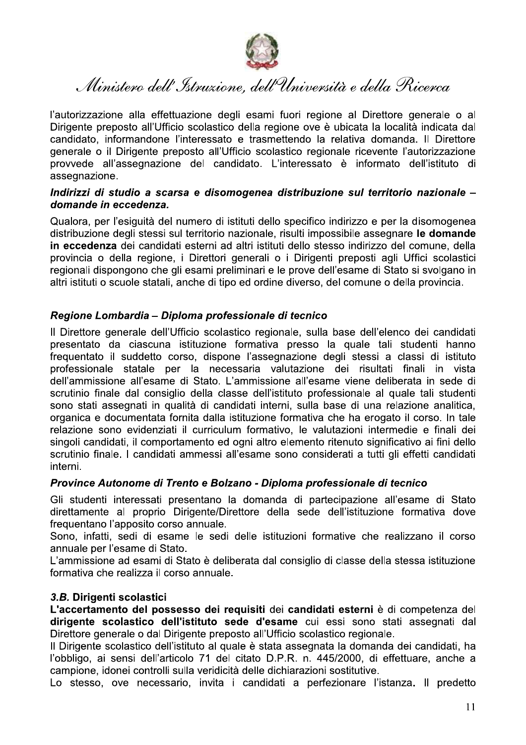l'autorizzazione alla effettuazione degli esami fuori regione al Direttore generale o al Dirigente preposto all'Ufficio scolastico della regione ove è ubicata la località indicata dal candidato, informandone l'interessato e trasmettendo la relativa domanda. Il Direttore generale o il Dirigente preposto all'Ufficio scolastico regionale ricevente l'autorizzazione provvede all'assegnazione del candidato. L'interessato è informato dell'istituto di assegnazione.

***Indirizzi di studio a scarsa e disomogenea distribuzione sul territorio nazionale – domande in eccedenza.***

Qualora, per l'esiguità del numero di istituti dello specifico indirizzo e per la disomogenea distribuzione degli stessi sul territorio nazionale, risulti impossibile assegnare **le domande in eccedenza** dei candidati esterni ad altri istituti dello stesso indirizzo del comune, della provincia o della regione, i Direttori generali o i Dirigenti preposti agli Uffici scolastici regionali dispongono che gli esami preliminari e le prove dell'esame di Stato si svolgano in altri istituti o scuole statali, anche di tipo ed ordine diverso, del comune o della provincia.

***Regione Lombardia – Diploma professionale di tecnico***

Il Direttore generale dell'Ufficio scolastico regionale, sulla base dell'elenco dei candidati presentato da ciascuna istituzione formativa presso la quale tali studenti hanno frequentato il suddetto corso, dispone l'assegnazione degli stessi a classi di istituto professionale statale per la necessaria valutazione dei risultati finali in vista dell'ammissione all'esame di Stato. L'ammissione all'esame viene deliberata in sede di scrutinio finale dal consiglio della classe dell'istituto professionale al quale tali studenti sono stati assegnati in qualità di candidati interni, sulla base di una relazione analitica, organica e documentata fornita dalla istituzione formativa che ha erogato il corso. In tale relazione sono evidenziati il curriculum formativo, le valutazioni intermedie e finali dei singoli candidati, il comportamento ed ogni altro elemento ritenuto significativo ai fini dello scrutinio finale. I candidati ammessi all'esame sono considerati a tutti gli effetti candidati interni.

***Province Autonome di Trento e Bolzano - Diploma professionale di tecnico***

Gli studenti interessati presentano la domanda di partecipazione all'esame di Stato direttamente al proprio Dirigente/Direttore della sede dell'istituzione formativa dove frequentano l'apposito corso annuale.
Sono, infatti, sedi di esame le sedi delle istituzioni formative che realizzano il corso annuale per l'esame di Stato.
L'ammissione ad esami di Stato è deliberata dal consiglio di classe della stessa istituzione formativa che realizza il corso annuale.

**3.B. Dirigenti scolastici**

**L'accertamento del possesso dei requisiti** dei **candidati esterni** è di competenza del **dirigente scolastico dell'istituto sede d'esame** cui essi sono stati assegnati dal Direttore generale o dal Dirigente preposto all'Ufficio scolastico regionale.
Il Dirigente scolastico dell'istituto al quale è stata assegnata la domanda dei candidati, ha l'obbligo, ai sensi dell'articolo 71 del citato D.P.R. n. 445/2000, di effettuare, anche a campione, idonei controlli sulla veridicità delle dichiarazioni sostitutive.
Lo stesso, ove necessario, invita i candidati a perfezionare l'istanza. Il predetto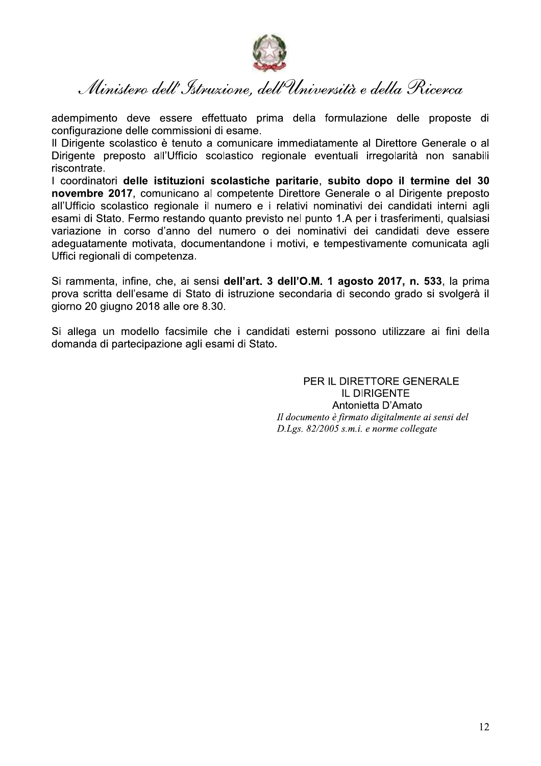adempimento deve essere effettuato prima della formulazione delle proposte di configurazione delle commissioni di esame.
Il Dirigente scolastico è tenuto a comunicare immediatamente al Direttore Generale o al Dirigente preposto all'Ufficio scolastico regionale eventuali irregolarità non sanabili riscontrate.
I coordinatori **delle istituzioni scolastiche paritarie**, **subito dopo il termine del 30 novembre 2017**, comunicano al competente Direttore Generale o al Dirigente preposto all'Ufficio scolastico regionale il numero e i relativi nominativi dei candidati interni agli esami di Stato. Fermo restando quanto previsto nel punto 1.A per i trasferimenti, qualsiasi variazione in corso d'anno del numero o dei nominativi dei candidati deve essere adeguatamente motivata, documentandone i motivi, e tempestivamente comunicata agli Uffici regionali di competenza.

Si rammenta, infine, che, ai sensi **dell'art. 3 dell'O.M. 1 agosto 2017, n. 533**, la prima prova scritta dell'esame di Stato di istruzione secondaria di secondo grado si svolgerà il giorno 20 giugno 2018 alle ore 8.30.

Si allega un modello facsimile che i candidati esterni possono utilizzare ai fini della domanda di partecipazione agli esami di Stato.

PER IL DIRETTORE GENERALE
IL DIRIGENTE
Antonietta D'Amato
*Il documento è firmato digitalmente ai sensi del D.Lgs. 82/2005 s.m.i. e norme collegate*